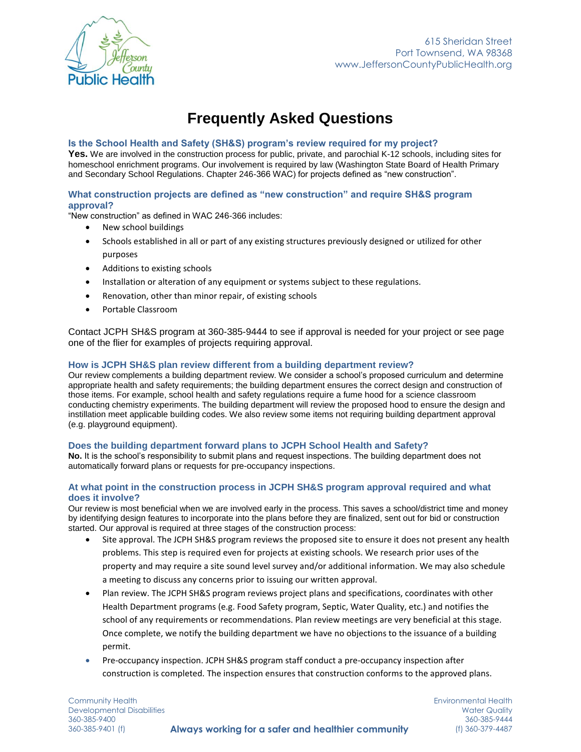# Frequently Asked Questions

### Is the School Health and Safety (SH&S) program's review required for my project?

**Yes.** We are involved in the construction process for public, private, and parochial K-12 schools, including sites for homeschool enrichment programs. Our involvement is required by law (Washington State Board of Health Primary and Secondary School Regulations. Chapter 246-366 WAC) for projects defined as "new construction".

### What construction projects are defined as "new construction" and require SH&S program approval?

"New construction" as defined in WAC 246-366 includes:

- New school buildings
- Schools established in all or part of any existing structures previously designed or utilized for other purposes
- Additions to existing schools
- Installation or alteration of any equipment or systems subject to these regulations.
- Renovation, other than minor repair, of existing schools
- Portable Classroom

Contact JCPH SH&S program at 360-385-9444 to see if approval is needed for your project or see page one of the flier for examples of projects requiring approval.

### How is JCPH SH&S plan review different from a building department review?

Our review complements a building department review. We consider a school's proposed curriculum and determine appropriate health and safety requirements; the building department ensures the correct design and construction of those items. For example, school health and safety regulations require a fume hood for a science classroom conducting chemistry experiments. The building department will review the proposed hood to ensure the design and instillation meet applicable building codes. We also review some items not requiring building department approval (e.g. playground equipment).

### Does the building department forward plans to JCPH School Health and Safety?

**No.** It is the school's responsibility to submit plans and request inspections. The building department does not automatically forward plans or requests for pre-occupancy inspections.

### At what point in the construction process in JCPH SH&S program approval required and what does it involve?

Our review is most beneficial when we are involved early in the process. This saves a school/district time and money by identifying design features to incorporate into the plans before they are finalized, sent out for bid or construction started. Our approval is required at three stages of the construction process:

- Site approval. The JCPH SH&S program reviews the proposed site to ensure it does not present any health problems. This step is required even for projects at existing schools. We research prior uses of the property and may require a site sound level survey and/or additional information. We may also schedule a meeting to discuss any concerns prior to issuing our written approval.
- Plan review. The JCPH SH&S program reviews project plans and specifications, coordinates with other Health Department programs (e.g. Food Safety program, Septic, Water Quality, etc.) and notifies the school of any requirements or recommendations. Plan review meetings are very beneficial at this stage. Once complete, we notify the building department we have no objections to the issuance of a building permit.
- Pre-occupancy inspection. JCPH SH&S program staff conduct a pre-occupancy inspection after construction is completed. The inspection ensures that construction conforms to the approved plans.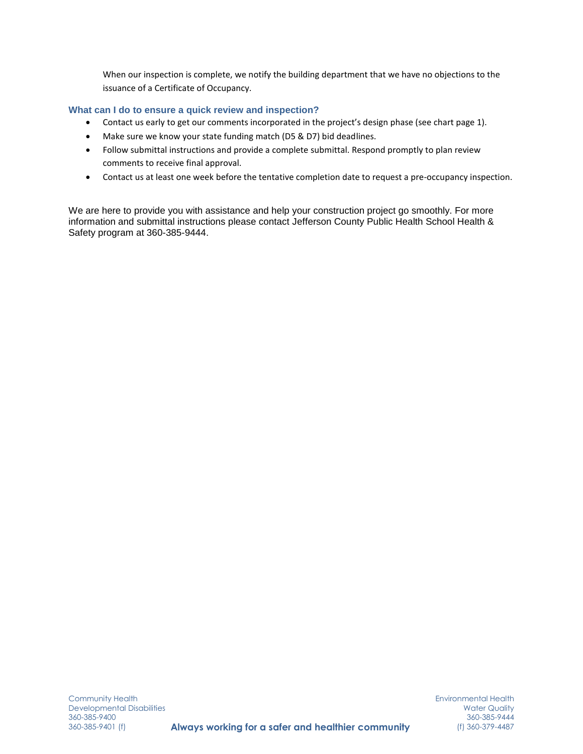When our inspection is complete, we notify the building department that we have no objections to the issuance of a Certificate of Occupancy.

### What can I do to ensure a quick review and inspection?

- Contact us early to get our comments incorporated in the project's design phase (see chart page 1).
- Make sure we know your state funding match (D5 & D7) bid deadlines.
- Follow submittal instructions and provide a complete submittal. Respond promptly to plan review comments to receive final approval.
- Contact us at least one week before the tentative completion date to request a pre-occupancy inspection.

We are here to provide you with assistance and help your construction project go smoothly. For more information and submittal instructions please contact Jefferson County Public Health School Health & Safety program at 360-385-9444.